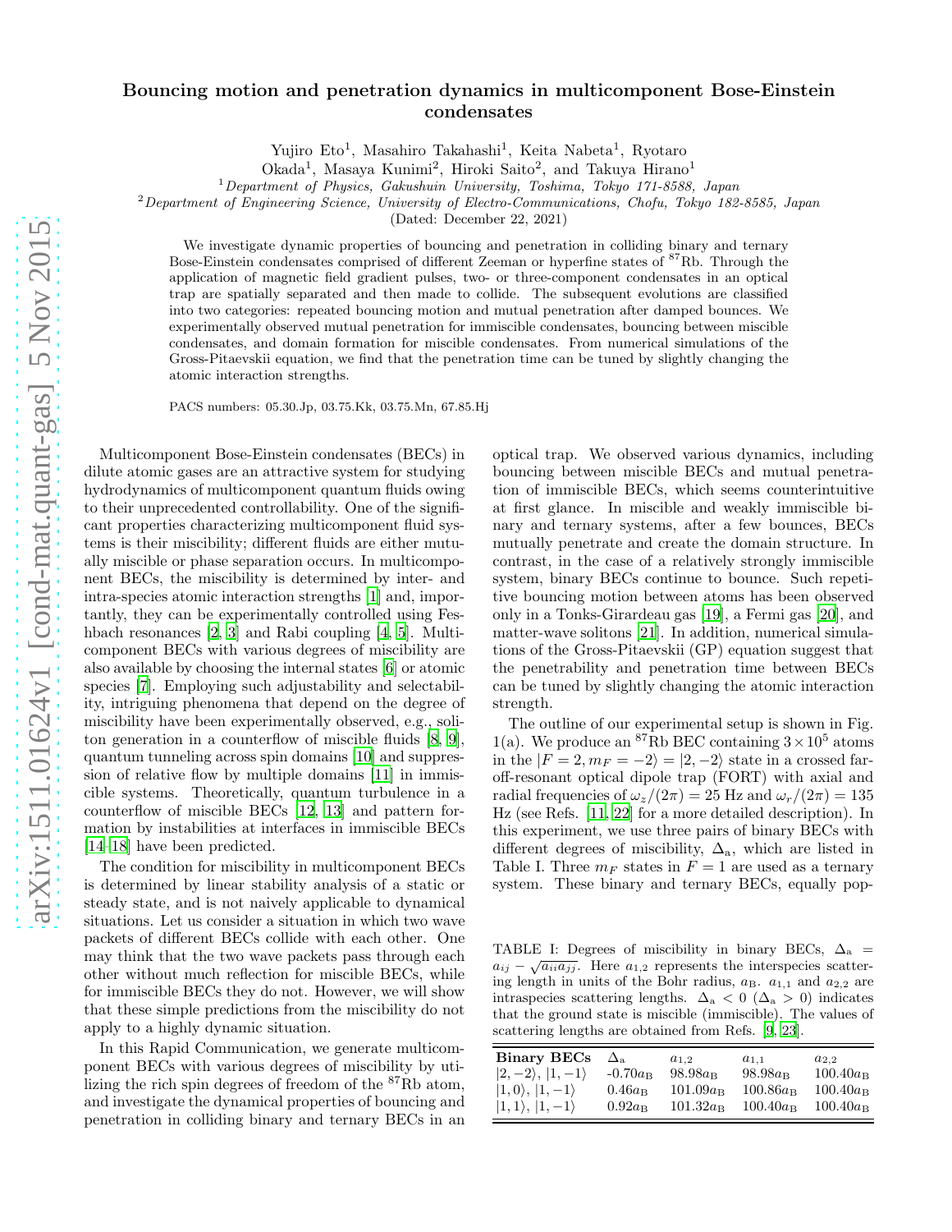# Bouncing motion and penetration dynamics in multicomponent Bose-Einstein condensates

Yujiro Eto[1], Masahiro Takahashi[1], Keita Nabeta[1], Ryotaro Okada[1], Masaya Kunimi[2], Hiroki Saito[2], and Takuya Hirano[1]

[1]Department of Physics, Gakushuin University, Toshima, Tokyo 171-8588, Japan

[2]Department of Engineering Science, University of Electro-Communications, Chofu, Tokyo 182-8585, Japan

(Dated: December 22, 2021)

We investigate dynamic properties of bouncing and penetration in colliding binary and ternary Bose-Einstein condensates comprised of different Zeeman or hyperfine states of $^{87}$Rb. Through the application of magnetic field gradient pulses, two- or three-component condensates in an optical trap are spatially separated and then made to collide. The subsequent evolutions are classified into two categories: repeated bouncing motion and mutual penetration after damped bounces. We experimentally observed mutual penetration for immiscible condensates, bouncing between miscible condensates, and domain formation for miscible condensates. From numerical simulations of the Gross-Pitaevskii equation, we find that the penetration time can be tuned by slightly changing the atomic interaction strengths.

PACS numbers: 05.30.Jp, 03.75.Kk, 03.75.Mn, 67.85.Hj

Multicomponent Bose-Einstein condensates (BECs) in dilute atomic gases are an attractive system for studying hydrodynamics of multicomponent quantum fluids owing to their unprecedented controllability. One of the significant properties characterizing multicomponent fluid systems is their miscibility; different fluids are either mutually miscible or phase separation occurs. In multicomponent BECs, the miscibility is determined by inter- and intra-species atomic interaction strengths [1] and, importantly, they can be experimentally controlled using Feshbach resonances [2, 3] and Rabi coupling [4, 5]. Multicomponent BECs with various degrees of miscibility are also available by choosing the internal states [6] or atomic species [7]. Employing such adjustability and selectability, intriguing phenomena that depend on the degree of miscibility have been experimentally observed, e.g., soliton generation in a counterflow of miscible fluids [8, 9], quantum tunneling across spin domains [10] and suppression of relative flow by multiple domains [11] in immiscible systems. Theoretically, quantum turbulence in a counterflow of miscible BECs [12, 13] and pattern formation by instabilities at interfaces in immiscible BECs [14–18] have been predicted.

The condition for miscibility in multicomponent BECs is determined by linear stability analysis of a static or steady state, and is not naively applicable to dynamical situations. Let us consider a situation in which two wave packets of different BECs collide with each other. One may think that the two wave packets pass through each other without much reflection for miscible BECs, while for immiscible BECs they do not. However, we will show that these simple predictions from the miscibility do not apply to a highly dynamic situation.

In this Rapid Communication, we generate multicomponent BECs with various degrees of miscibility by utilizing the rich spin degrees of freedom of the $^{87}$Rb atom, and investigate the dynamical properties of bouncing and penetration in colliding binary and ternary BECs in an optical trap. We observed various dynamics, including bouncing between miscible BECs and mutual penetration of immiscible BECs, which seems counterintuitive at first glance. In miscible and weakly immiscible binary and ternary systems, after a few bounces, BECs mutually penetrate and create the domain structure. In contrast, in the case of a relatively strongly immiscible system, binary BECs continue to bounce. Such repetitive bouncing motion between atoms has been observed only in a Tonks-Girardeau gas [19], a Fermi gas [20], and matter-wave solitons [21]. In addition, numerical simulations of the Gross-Pitaevskii (GP) equation suggest that the penetrability and penetration time between BECs can be tuned by slightly changing the atomic interaction strength.

The outline of our experimental setup is shown in Fig. 1(a). We produce an $^{87}$Rb BEC containing $3\times10^5$ atoms in the $|F = 2, m_F = -2\rangle = |2, -2\rangle$ state in a crossed far-off-resonant optical dipole trap (FORT) with axial and radial frequencies of $\omega_z/(2\pi) = 25$ Hz and $\omega_r/(2\pi) = 135$ Hz (see Refs. [11, 22] for a more detailed description). In this experiment, we use three pairs of binary BECs with different degrees of miscibility, $\Delta_a$, which are listed in Table I. Three $m_F$ states in $F = 1$ are used as a ternary system. These binary and ternary BECs, equally pop-

TABLE I: Degrees of miscibility in binary BECs, $\Delta_a = a_{ij} - \sqrt{a_{ii}a_{jj}}$. Here $a_{1,2}$ represents the interspecies scattering length in units of the Bohr radius, $a_B$. $a_{1,1}$ and $a_{2,2}$ are intraspecies scattering lengths. $\Delta_a < 0$ ($\Delta_a > 0$) indicates that the ground state is miscible (immiscible). The values of scattering lengths are obtained from Refs. [9, 23].

| **Binary BECs** | $\Delta_a$ | $a_{1,2}$ | $a_{1,1}$ | $a_{2,2}$ |
|---|---|---|---|---|
| $\|2,-2\rangle$, $\|1,-1\rangle$ | $-0.70a_B$ | $98.98a_B$ | $98.98a_B$ | $100.40a_B$ |
| $\|1,0\rangle$, $\|1,-1\rangle$ | $0.46a_B$ | $101.09a_B$ | $100.86a_B$ | $100.40a_B$ |
| $\|1,1\rangle$, $\|1,-1\rangle$ | $0.92a_B$ | $101.32a_B$ | $100.40a_B$ | $100.40a_B$ |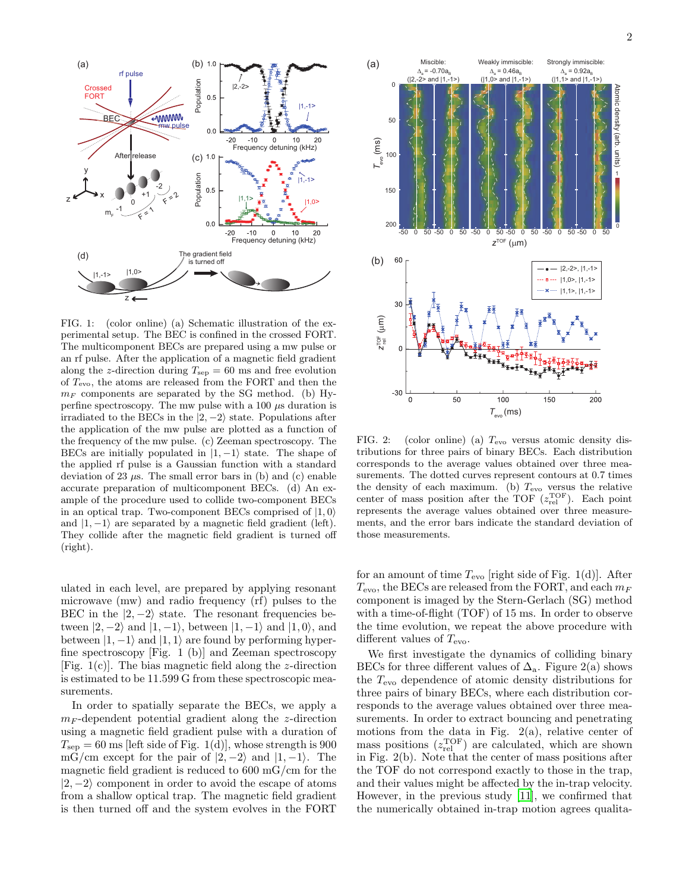FIG. 1: (color online) (a) Schematic illustration of the experimental setup. The BEC is confined in the crossed FORT. The multicomponent BECs are prepared using a mw pulse or an rf pulse. After the application of a magnetic field gradient along the $z$-direction during $T_{\rm sep} = 60$ ms and free evolution of $T_{\rm evo}$, the atoms are released from the FORT and then the $m_F$ components are separated by the SG method. (b) Hyperfine spectroscopy. The mw pulse with a 100 $\mu$s duration is irradiated to the BECs in the $|2,-2\rangle$ state. Populations after the application of the mw pulse are plotted as a function of the frequency of the mw pulse. (c) Zeeman spectroscopy. The BECs are initially populated in $|1,-1\rangle$ state. The shape of the applied rf pulse is a Gaussian function with a standard deviation of 23 $\mu$s. The small error bars in (b) and (c) enable accurate preparation of multicomponent BECs. (d) An example of the procedure used to collide two-component BECs in an optical trap. Two-component BECs comprised of $|1,0\rangle$ and $|1,-1\rangle$ are separated by a magnetic field gradient (left). They collide after the magnetic field gradient is turned off (right).

ulated in each level, are prepared by applying resonant microwave (mw) and radio frequency (rf) pulses to the BEC in the $|2,-2\rangle$ state. The resonant frequencies between $|2,-2\rangle$ and $|1,-1\rangle$, between $|1,-1\rangle$ and $|1,0\rangle$, and between $|1,-1\rangle$ and $|1,1\rangle$ are found by performing hyperfine spectroscopy [Fig. 1 (b)] and Zeeman spectroscopy [Fig. 1(c)]. The bias magnetic field along the $z$-direction is estimated to be 11.599 G from these spectroscopic measurements.

In order to spatially separate the BECs, we apply a $m_F$-dependent potential gradient along the $z$-direction using a magnetic field gradient pulse with a duration of $T_{\rm sep} = 60$ ms [left side of Fig. 1(d)], whose strength is 900 mG/cm except for the pair of $|2,-2\rangle$ and $|1,-1\rangle$. The magnetic field gradient is reduced to 600 mG/cm for the $|2,-2\rangle$ component in order to avoid the escape of atoms from a shallow optical trap. The magnetic field gradient is then turned off and the system evolves in the FORT for an amount of time $T_{\rm evo}$ [right side of Fig. 1(d)]. After $T_{\rm evo}$, the BECs are released from the FORT, and each $m_F$ component is imaged by the Stern-Gerlach (SG) method with a time-of-flight (TOF) of 15 ms. In order to observe the time evolution, we repeat the above procedure with different values of $T_{\rm evo}$.

FIG. 2: (color online) (a) $T_{\rm evo}$ versus atomic density distributions for three pairs of binary BECs. Each distribution corresponds to the average values obtained over three measurements. The dotted curves represent contours at 0.7 times the density of each maximum. (b) $T_{\rm evo}$ versus the relative center of mass position after the TOF ($z_{\rm rel}^{\rm TOF}$). Each point represents the average values obtained over three measurements, and the error bars indicate the standard deviation of those measurements.

We first investigate the dynamics of colliding binary BECs for three different values of $\Delta_{\rm a}$. Figure 2(a) shows the $T_{\rm evo}$ dependence of atomic density distributions for three pairs of binary BECs, where each distribution corresponds to the average values obtained over three measurements. In order to extract bouncing and penetrating motions from the data in Fig. 2(a), relative center of mass positions ($z_{\rm rel}^{\rm TOF}$) are calculated, which are shown in Fig. 2(b). Note that the center of mass positions after the TOF do not correspond exactly to those in the trap, and their values might be affected by the in-trap velocity. However, in the previous study [11], we confirmed that the numerically obtained in-trap motion agrees qualita-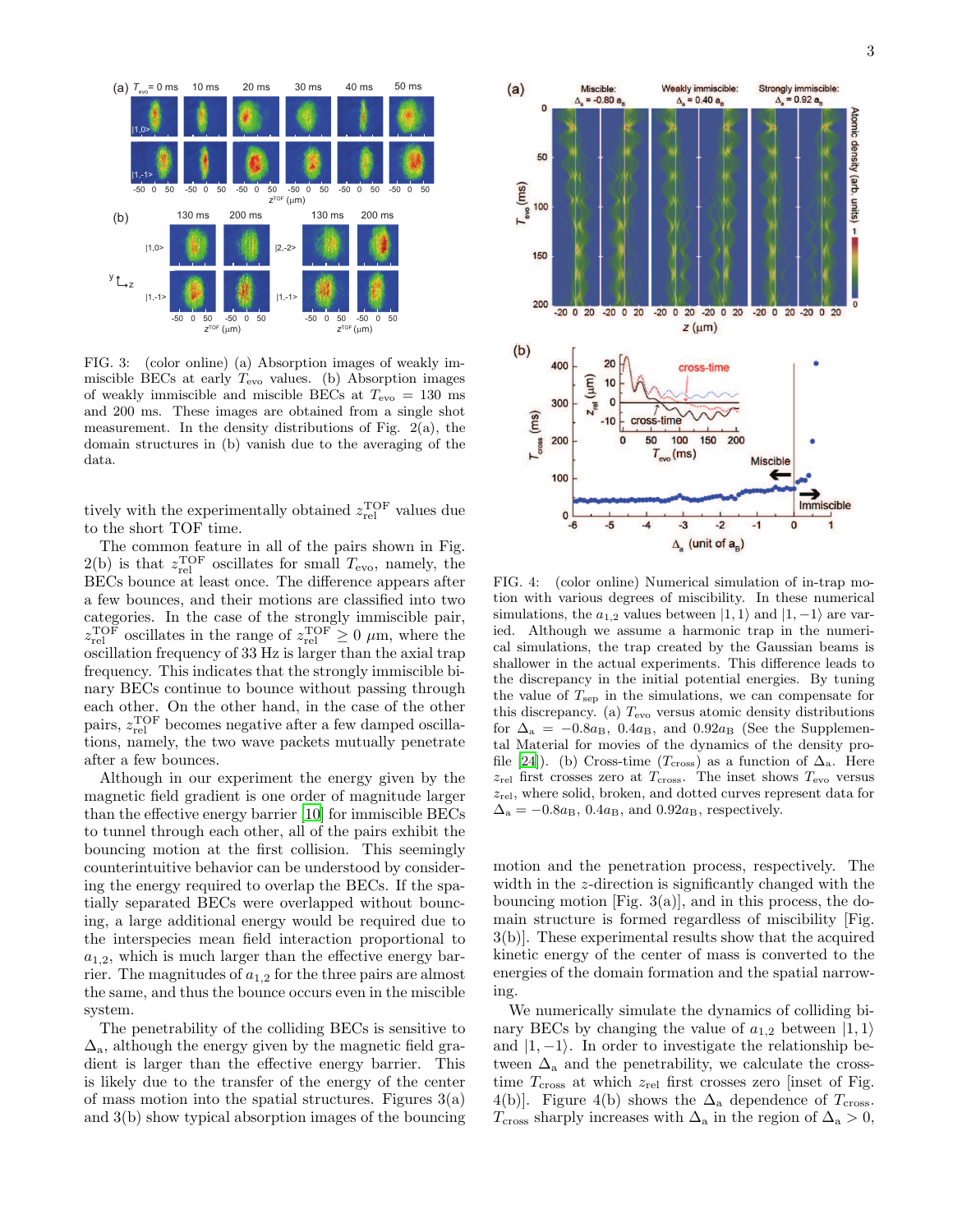FIG. 3: (color online) (a) Absorption images of weakly immiscible BECs at early $T_{\rm evo}$ values. (b) Absorption images of weakly immiscible and miscible BECs at $T_{\rm evo}$ = 130 ms and 200 ms. These images are obtained from a single shot measurement. In the density distributions of Fig. 2(a), the domain structures in (b) vanish due to the averaging of the data.

tively with the experimentally obtained $z_{\rm rel}^{\rm TOF}$ values due to the short TOF time.

The common feature in all of the pairs shown in Fig. 2(b) is that $z_{\rm rel}^{\rm TOF}$ oscillates for small $T_{\rm evo}$, namely, the BECs bounce at least once. The difference appears after a few bounces, and their motions are classified into two categories. In the case of the strongly immiscible pair, $z_{\rm rel}^{\rm TOF}$ oscillates in the range of $z_{\rm rel}^{\rm TOF} \geq 0$ $\mu$m, where the oscillation frequency of 33 Hz is larger than the axial trap frequency. This indicates that the strongly immiscible binary BECs continue to bounce without passing through each other. On the other hand, in the case of the other pairs, $z_{\rm rel}^{\rm TOF}$ becomes negative after a few damped oscillations, namely, the two wave packets mutually penetrate after a few bounces.

Although in our experiment the energy given by the magnetic field gradient is one order of magnitude larger than the effective energy barrier [10] for immiscible BECs to tunnel through each other, all of the pairs exhibit the bouncing motion at the first collision. This seemingly counterintuitive behavior can be understood by considering the energy required to overlap the BECs. If the spatially separated BECs were overlapped without bouncing, a large additional energy would be required due to the interspecies mean field interaction proportional to $a_{1,2}$, which is much larger than the effective energy barrier. The magnitudes of $a_{1,2}$ for the three pairs are almost the same, and thus the bounce occurs even in the miscible system.

The penetrability of the colliding BECs is sensitive to $\Delta_{\rm a}$, although the energy given by the magnetic field gradient is larger than the effective energy barrier. This is likely due to the transfer of the energy of the center of mass motion into the spatial structures. Figures 3(a) and 3(b) show typical absorption images of the bouncing motion and the penetration process, respectively. The width in the $z$-direction is significantly changed with the bouncing motion [Fig. 3(a)], and in this process, the domain structure is formed regardless of miscibility [Fig. 3(b)]. These experimental results show that the acquired kinetic energy of the center of mass is converted to the energies of the domain formation and the spatial narrowing.

FIG. 4: (color online) Numerical simulation of in-trap motion with various degrees of miscibility. In these numerical simulations, the $a_{1,2}$ values between $|1,1\rangle$ and $|1,-1\rangle$ are varied. Although we assume a harmonic trap in the numerical simulations, the trap created by the Gaussian beams is shallower in the actual experiments. This difference leads to the discrepancy in the initial potential energies. By tuning the value of $T_{\rm sep}$ in the simulations, we can compensate for this discrepancy. (a) $T_{\rm evo}$ versus atomic density distributions for $\Delta_{\rm a} = -0.8a_{\rm B}$, $0.4a_{\rm B}$, and $0.92a_{\rm B}$ (See the Supplemental Material for movies of the dynamics of the density profile [24]). (b) Cross-time ($T_{\rm cross}$) as a function of $\Delta_{\rm a}$. Here $z_{\rm rel}$ first crosses zero at $T_{\rm cross}$. The inset shows $T_{\rm evo}$ versus $z_{\rm rel}$, where solid, broken, and dotted curves represent data for $\Delta_{\rm a} = -0.8a_{\rm B}$, $0.4a_{\rm B}$, and $0.92a_{\rm B}$, respectively.

We numerically simulate the dynamics of colliding binary BECs by changing the value of $a_{1,2}$ between $|1,1\rangle$ and $|1,-1\rangle$. In order to investigate the relationship between $\Delta_{\rm a}$ and the penetrability, we calculate the cross-time $T_{\rm cross}$ at which $z_{\rm rel}$ first crosses zero [inset of Fig. 4(b)]. Figure 4(b) shows the $\Delta_{\rm a}$ dependence of $T_{\rm cross}$. $T_{\rm cross}$ sharply increases with $\Delta_{\rm a}$ in the region of $\Delta_{\rm a} > 0$,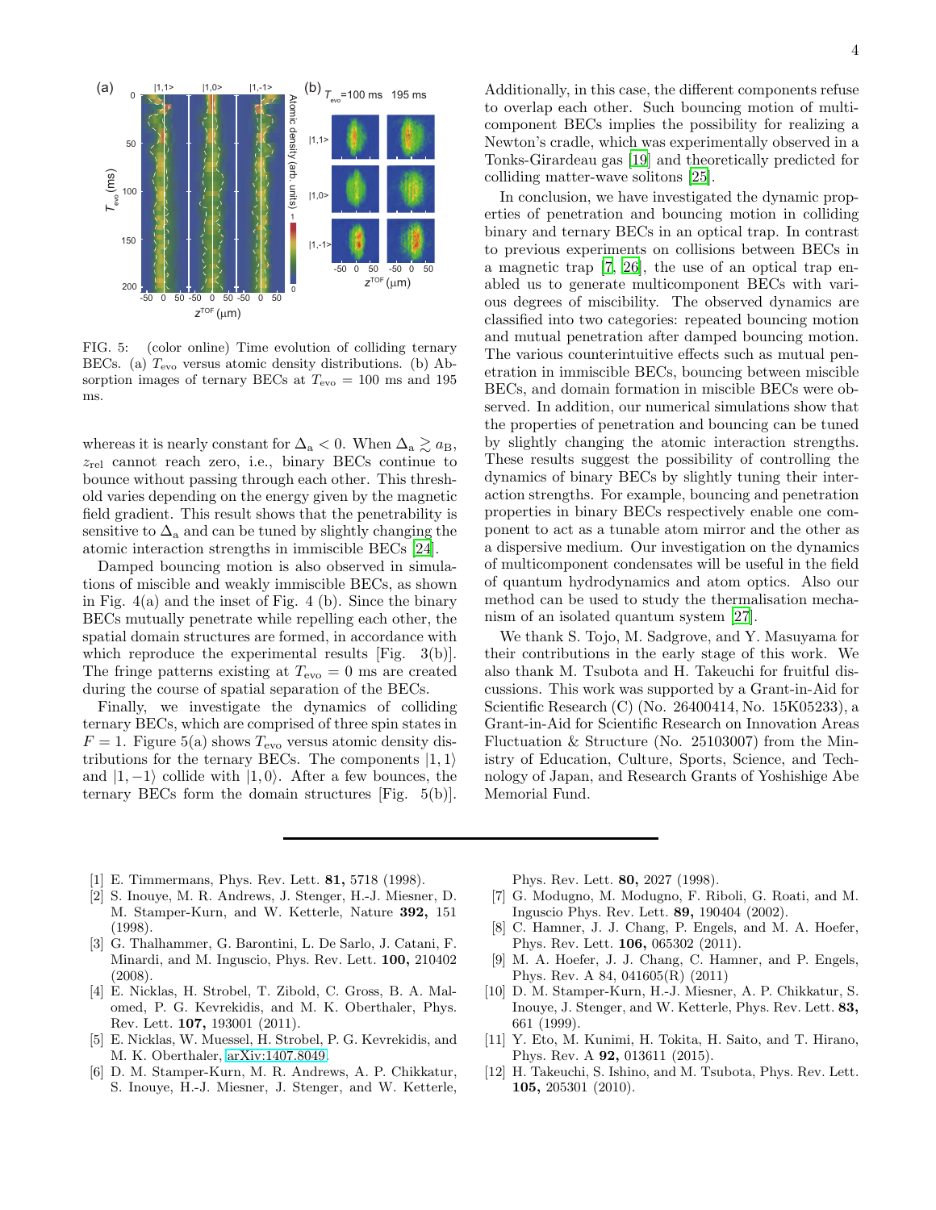FIG. 5: (color online) Time evolution of colliding ternary BECs. (a) $T_{\rm evo}$ versus atomic density distributions. (b) Absorption images of ternary BECs at $T_{\rm evo}$ = 100 ms and 195 ms.

whereas it is nearly constant for $\Delta_{\rm a} < 0$. When $\Delta_{\rm a} \gtrsim a_{\rm B}$, $z_{\rm rel}$ cannot reach zero, i.e., binary BECs continue to bounce without passing through each other. This threshold varies depending on the energy given by the magnetic field gradient. This result shows that the penetrability is sensitive to $\Delta_{\rm a}$ and can be tuned by slightly changing the atomic interaction strengths in immiscible BECs [24].

Damped bouncing motion is also observed in simulations of miscible and weakly immiscible BECs, as shown in Fig. 4(a) and the inset of Fig. 4 (b). Since the binary BECs mutually penetrate while repelling each other, the spatial domain structures are formed, in accordance with which reproduce the experimental results [Fig. 3(b)]. The fringe patterns existing at $T_{\rm evo}$ = 0 ms are created during the course of spatial separation of the BECs.

Finally, we investigate the dynamics of colliding ternary BECs, which are comprised of three spin states in $F = 1$. Figure 5(a) shows $T_{\rm evo}$ versus atomic density distributions for the ternary BECs. The components $|1, 1\rangle$ and $|1, -1\rangle$ collide with $|1, 0\rangle$. After a few bounces, the ternary BECs form the domain structures [Fig. 5(b)]. Additionally, in this case, the different components refuse to overlap each other. Such bouncing motion of multi-component BECs implies the possibility for realizing a Newton's cradle, which was experimentally observed in a Tonks-Girardeau gas [19] and theoretically predicted for colliding matter-wave solitons [25].

In conclusion, we have investigated the dynamic properties of penetration and bouncing motion in colliding binary and ternary BECs in an optical trap. In contrast to previous experiments on collisions between BECs in a magnetic trap [7, 26], the use of an optical trap enabled us to generate multicomponent BECs with various degrees of miscibility. The observed dynamics are classified into two categories: repeated bouncing motion and mutual penetration after damped bouncing motion. The various counterintuitive effects such as mutual penetration in immiscible BECs, bouncing between miscible BECs, and domain formation in miscible BECs were observed. In addition, our numerical simulations show that the properties of penetration and bouncing can be tuned by slightly changing the atomic interaction strengths. These results suggest the possibility of controlling the dynamics of binary BECs by slightly tuning their interaction strengths. For example, bouncing and penetration properties in binary BECs respectively enable one component to act as a tunable atom mirror and the other as a dispersive medium. Our investigation on the dynamics of multicomponent condensates will be useful in the field of quantum hydrodynamics and atom optics. Also our method can be used to study the thermalisation mechanism of an isolated quantum system [27].

We thank S. Tojo, M. Sadgrove, and Y. Masuyama for their contributions in the early stage of this work. We also thank M. Tsubota and H. Takeuchi for fruitful discussions. This work was supported by a Grant-in-Aid for Scientific Research (C) (No. 26400414, No. 15K05233), a Grant-in-Aid for Scientific Research on Innovation Areas Fluctuation & Structure (No. 25103007) from the Ministry of Education, Culture, Sports, Science, and Technology of Japan, and Research Grants of Yoshishige Abe Memorial Fund.

---

[1] E. Timmermans, Phys. Rev. Lett. **81,** 5718 (1998).
[2] S. Inouye, M. R. Andrews, J. Stenger, H.-J. Miesner, D. M. Stamper-Kurn, and W. Ketterle, Nature **392,** 151 (1998).
[3] G. Thalhammer, G. Barontini, L. De Sarlo, J. Catani, F. Minardi, and M. Inguscio, Phys. Rev. Lett. **100,** 210402 (2008).
[4] E. Nicklas, H. Strobel, T. Zibold, C. Gross, B. A. Malomed, P. G. Kevrekidis, and M. K. Oberthaler, Phys. Rev. Lett. **107,** 193001 (2011).
[5] E. Nicklas, W. Muessel, H. Strobel, P. G. Kevrekidis, and M. K. Oberthaler, arXiv:1407.8049.
[6] D. M. Stamper-Kurn, M. R. Andrews, A. P. Chikkatur, S. Inouye, H.-J. Miesner, J. Stenger, and W. Ketterle, Phys. Rev. Lett. **80,** 2027 (1998).
[7] G. Modugno, M. Modugno, F. Riboli, G. Roati, and M. Inguscio Phys. Rev. Lett. **89,** 190404 (2002).
[8] C. Hamner, J. J. Chang, P. Engels, and M. A. Hoefer, Phys. Rev. Lett. **106,** 065302 (2011).
[9] M. A. Hoefer, J. J. Chang, C. Hamner, and P. Engels, Phys. Rev. A 84, 041605(R) (2011)
[10] D. M. Stamper-Kurn, H.-J. Miesner, A. P. Chikkatur, S. Inouye, J. Stenger, and W. Ketterle, Phys. Rev. Lett. **83,** 661 (1999).
[11] Y. Eto, M. Kunimi, H. Tokita, H. Saito, and T. Hirano, Phys. Rev. A **92,** 013611 (2015).
[12] H. Takeuchi, S. Ishino, and M. Tsubota, Phys. Rev. Lett. **105,** 205301 (2010).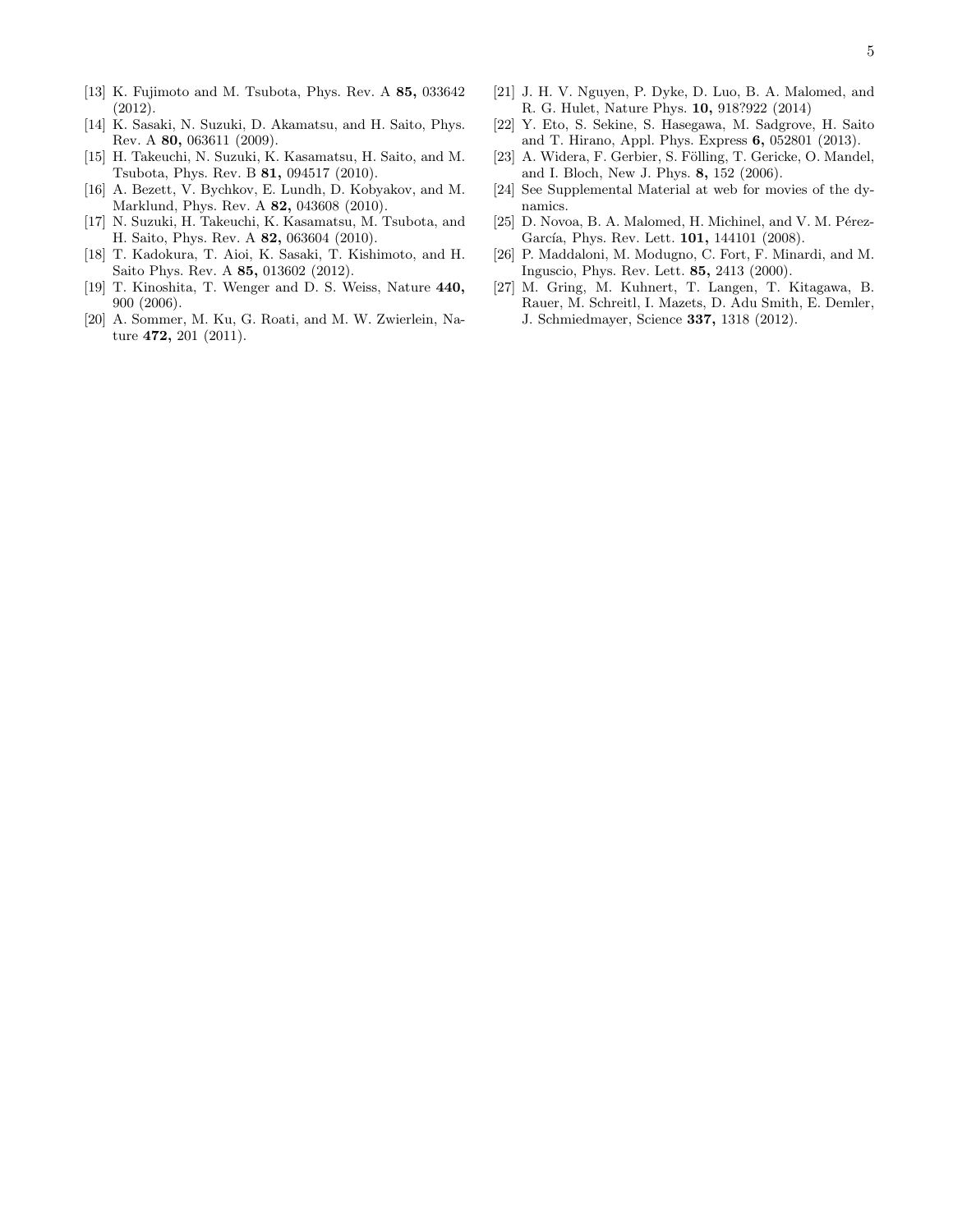[13] K. Fujimoto and M. Tsubota, Phys. Rev. A **85,** 033642 (2012).

[14] K. Sasaki, N. Suzuki, D. Akamatsu, and H. Saito, Phys. Rev. A **80,** 063611 (2009).

[15] H. Takeuchi, N. Suzuki, K. Kasamatsu, H. Saito, and M. Tsubota, Phys. Rev. B **81,** 094517 (2010).

[16] A. Bezett, V. Bychkov, E. Lundh, D. Kobyakov, and M. Marklund, Phys. Rev. A **82,** 043608 (2010).

[17] N. Suzuki, H. Takeuchi, K. Kasamatsu, M. Tsubota, and H. Saito, Phys. Rev. A **82,** 063604 (2010).

[18] T. Kadokura, T. Aioi, K. Sasaki, T. Kishimoto, and H. Saito Phys. Rev. A **85,** 013602 (2012).

[19] T. Kinoshita, T. Wenger and D. S. Weiss, Nature **440,** 900 (2006).

[20] A. Sommer, M. Ku, G. Roati, and M. W. Zwierlein, Nature **472,** 201 (2011).

[21] J. H. V. Nguyen, P. Dyke, D. Luo, B. A. Malomed, and R. G. Hulet, Nature Phys. **10,** 918?922 (2014)

[22] Y. Eto, S. Sekine, S. Hasegawa, M. Sadgrove, H. Saito and T. Hirano, Appl. Phys. Express **6,** 052801 (2013).

[23] A. Widera, F. Gerbier, S. Fölling, T. Gericke, O. Mandel, and I. Bloch, New J. Phys. **8,** 152 (2006).

[24] See Supplemental Material at web for movies of the dynamics.

[25] D. Novoa, B. A. Malomed, H. Michinel, and V. M. Pérez-García, Phys. Rev. Lett. **101,** 144101 (2008).

[26] P. Maddaloni, M. Modugno, C. Fort, F. Minardi, and M. Inguscio, Phys. Rev. Lett. **85,** 2413 (2000).

[27] M. Gring, M. Kuhnert, T. Langen, T. Kitagawa, B. Rauer, M. Schreitl, I. Mazets, D. Adu Smith, E. Demler, J. Schmiedmayer, Science **337,** 1318 (2012).